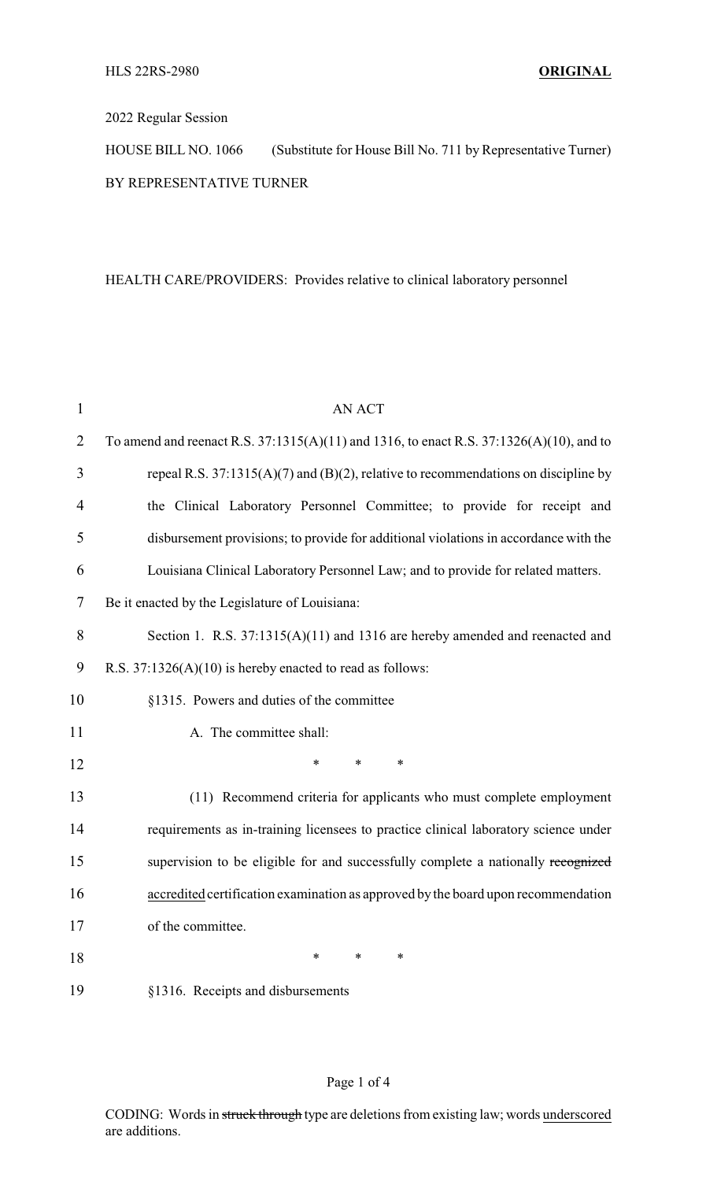HLS 22RS-2980 **ORIGINAL**

2022 Regular Session

HOUSE BILL NO. 1066 (Substitute for House Bill No. 711 by Representative Turner)

BY REPRESENTATIVE TURNER

HEALTH CARE/PROVIDERS: Provides relative to clinical laboratory personnel

AN ACT

To amend and reenact R.S. 37:1315(A)(11) and 1316, to enact R.S. 37:1326(A)(10), and to repeal R.S. 37:1315(A)(7) and (B)(2), relative to recommendations on discipline by the Clinical Laboratory Personnel Committee; to provide for receipt and disbursement provisions; to provide for additional violations in accordance with the Louisiana Clinical Laboratory Personnel Law; and to provide for related matters.

Be it enacted by the Legislature of Louisiana:

Section 1. R.S. 37:1315(A)(11) and 1316 are hereby amended and reenacted and R.S. 37:1326(A)(10) is hereby enacted to read as follows:

§1315. Powers and duties of the committee

A. The committee shall:

\* \* \*

(11) Recommend criteria for applicants who must complete employment requirements as in-training licensees to practice clinical laboratory science under supervision to be eligible for and successfully complete a nationally ~~recognized~~ <u>accredited</u> certification examination as approved by the board upon recommendation of the committee.

\* \* \*

§1316. Receipts and disbursements

CODING: Words in ~~struck through~~ type are deletions from existing law; words <u>underscored</u> are additions.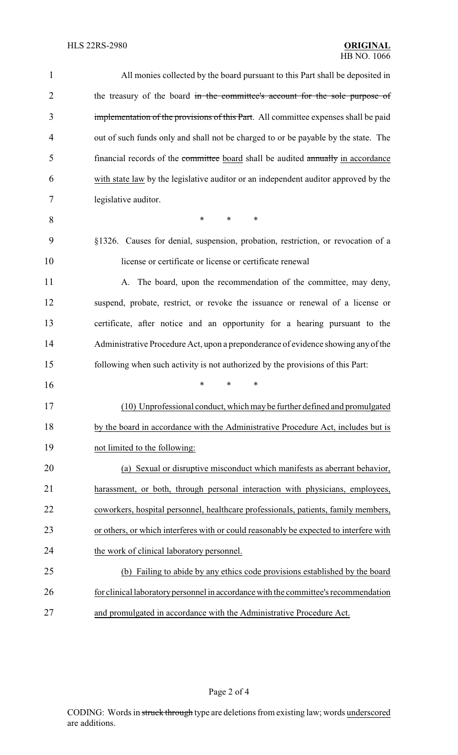All monies collected by the board pursuant to this Part shall be deposited in the treasury of the board ~~in the committee's account for the sole purpose of implementation of the provisions of this Part~~. All committee expenses shall be paid out of such funds only and shall not be charged to or be payable by the state. The financial records of the ~~committee~~ board shall be audited ~~annually~~ in accordance with state law by the legislative auditor or an independent auditor approved by the legislative auditor.

\* \* \*

§1326. Causes for denial, suspension, probation, restriction, or revocation of a license or certificate or license or certificate renewal

A. The board, upon the recommendation of the committee, may deny, suspend, probate, restrict, or revoke the issuance or renewal of a license or certificate, after notice and an opportunity for a hearing pursuant to the Administrative Procedure Act, upon a preponderance of evidence showing any of the following when such activity is not authorized by the provisions of this Part:

\* \* \*

(10) Unprofessional conduct, which may be further defined and promulgated by the board in accordance with the Administrative Procedure Act, includes but is not limited to the following:

(a) Sexual or disruptive misconduct which manifests as aberrant behavior, harassment, or both, through personal interaction with physicians, employees, coworkers, hospital personnel, healthcare professionals, patients, family members, or others, or which interferes with or could reasonably be expected to interfere with the work of clinical laboratory personnel.

(b) Failing to abide by any ethics code provisions established by the board for clinical laboratory personnel in accordance with the committee's recommendation and promulgated in accordance with the Administrative Procedure Act.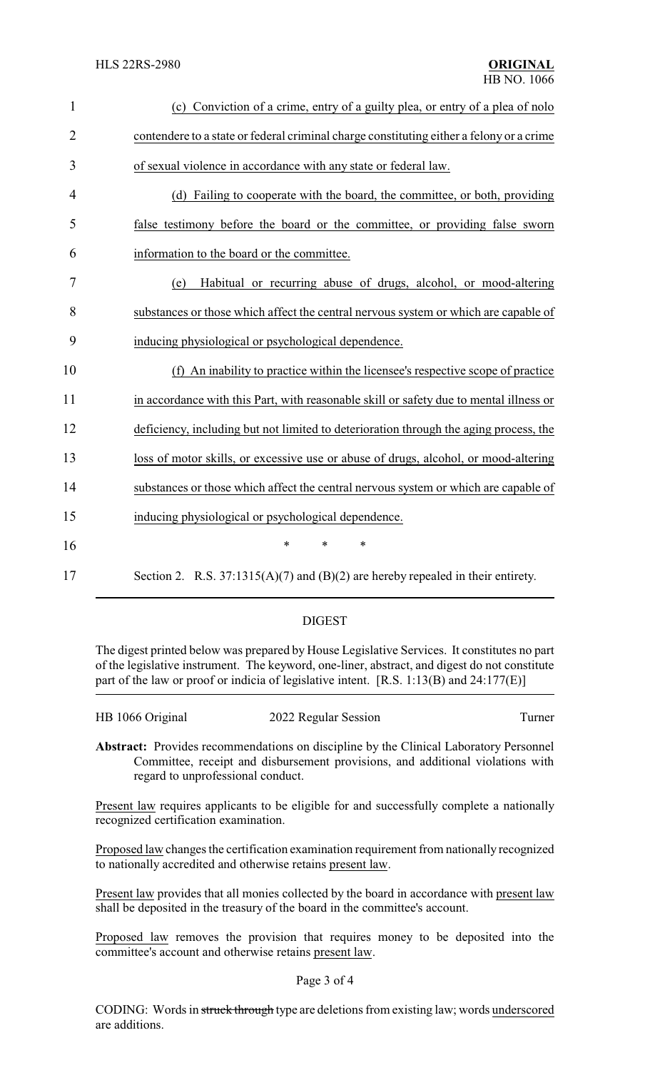(c) Conviction of a crime, entry of a guilty plea, or entry of a plea of nolo contendere to a state or federal criminal charge constituting either a felony or a crime of sexual violence in accordance with any state or federal law.

(d) Failing to cooperate with the board, the committee, or both, providing false testimony before the board or the committee, or providing false sworn information to the board or the committee.

(e) Habitual or recurring abuse of drugs, alcohol, or mood-altering substances or those which affect the central nervous system or which are capable of inducing physiological or psychological dependence.

(f) An inability to practice within the licensee's respective scope of practice in accordance with this Part, with reasonable skill or safety due to mental illness or deficiency, including but not limited to deterioration through the aging process, the loss of motor skills, or excessive use or abuse of drugs, alcohol, or mood-altering substances or those which affect the central nervous system or which are capable of inducing physiological or psychological dependence.

\* \* \*

Section 2. R.S. 37:1315(A)(7) and (B)(2) are hereby repealed in their entirety.

## DIGEST

The digest printed below was prepared by House Legislative Services. It constitutes no part of the legislative instrument. The keyword, one-liner, abstract, and digest do not constitute part of the law or proof or indicia of legislative intent. [R.S. 1:13(B) and 24:177(E)]

| HB 1066 Original | 2022 Regular Session | Turner |
|---|---|---|

**Abstract:** Provides recommendations on discipline by the Clinical Laboratory Personnel Committee, receipt and disbursement provisions, and additional violations with regard to unprofessional conduct.

Present law requires applicants to be eligible for and successfully complete a nationally recognized certification examination.

Proposed law changes the certification examination requirement from nationally recognized to nationally accredited and otherwise retains present law.

Present law provides that all monies collected by the board in accordance with present law shall be deposited in the treasury of the board in the committee's account.

Proposed law removes the provision that requires money to be deposited into the committee's account and otherwise retains present law.

CODING: Words in struck through type are deletions from existing law; words underscored are additions.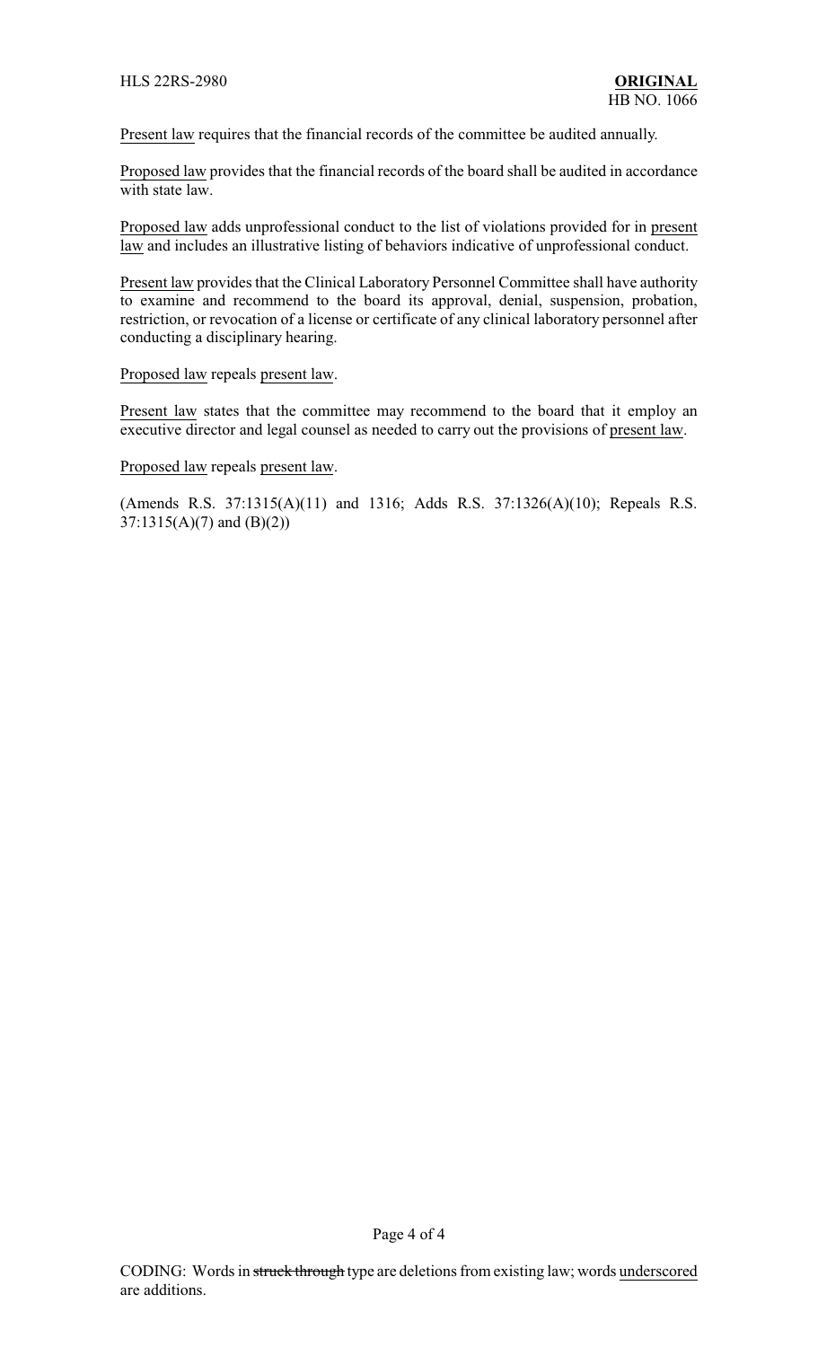Present law requires that the financial records of the committee be audited annually.

Proposed law provides that the financial records of the board shall be audited in accordance with state law.

Proposed law adds unprofessional conduct to the list of violations provided for in present law and includes an illustrative listing of behaviors indicative of unprofessional conduct.

Present law provides that the Clinical Laboratory Personnel Committee shall have authority to examine and recommend to the board its approval, denial, suspension, probation, restriction, or revocation of a license or certificate of any clinical laboratory personnel after conducting a disciplinary hearing.

Proposed law repeals present law.

Present law states that the committee may recommend to the board that it employ an executive director and legal counsel as needed to carry out the provisions of present law.

Proposed law repeals present law.

(Amends R.S. 37:1315(A)(11) and 1316; Adds R.S. 37:1326(A)(10); Repeals R.S. 37:1315(A)(7) and (B)(2))

CODING: Words in ~~struck through~~ type are deletions from existing law; words underscored are additions.